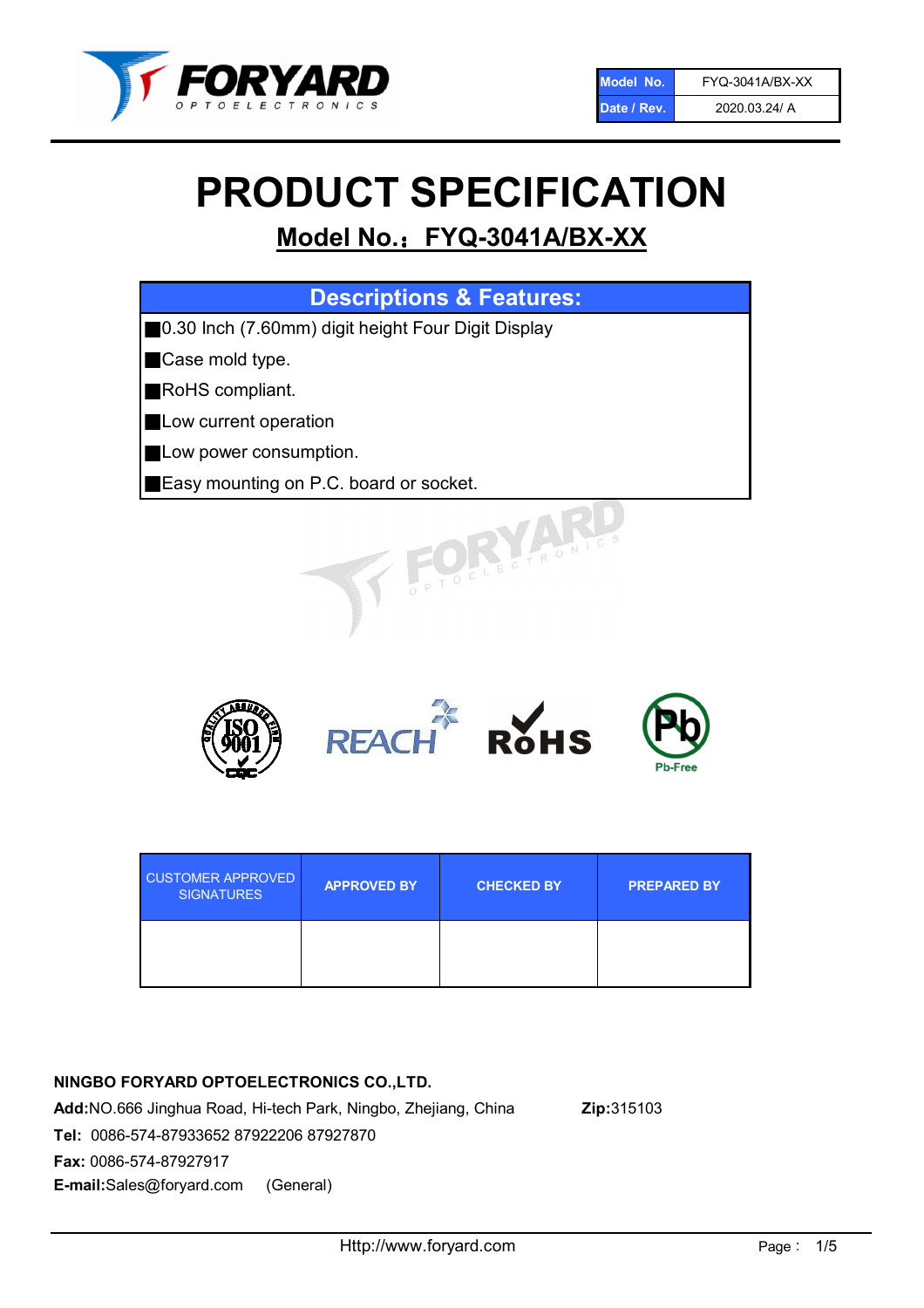| Model No. | FYQ-3041A/BX-XX |
| --- | --- |
| Date / Rev. | 2020.03.24/ A |

# PRODUCT SPECIFICATION

## Model No.：FYQ-3041A/BX-XX

| Descriptions & Features: |
| --- |
| ■0.30 Inch (7.60mm) digit height Four Digit Display |
| ■Case mold type. |
| ■RoHS compliant. |
| ■Low current operation |
| ■Low power consumption. |
| ■Easy mounting on P.C. board or socket. |

| CUSTOMER APPROVED SIGNATURES | APPROVED BY | CHECKED BY | PREPARED BY |
| --- | --- | --- | --- |
| | | | |

**NINGBO FORYARD OPTOELECTRONICS CO.,LTD.**

**Add:**NO.666 Jinghua Road, Hi-tech Park, Ningbo, Zhejiang, China **Zip:**315103

**Tel:** 0086-574-87933652 87922206 87927870

**Fax:** 0086-574-87927917

**E-mail:**Sales@foryard.com (General)

Http://www.foryard.com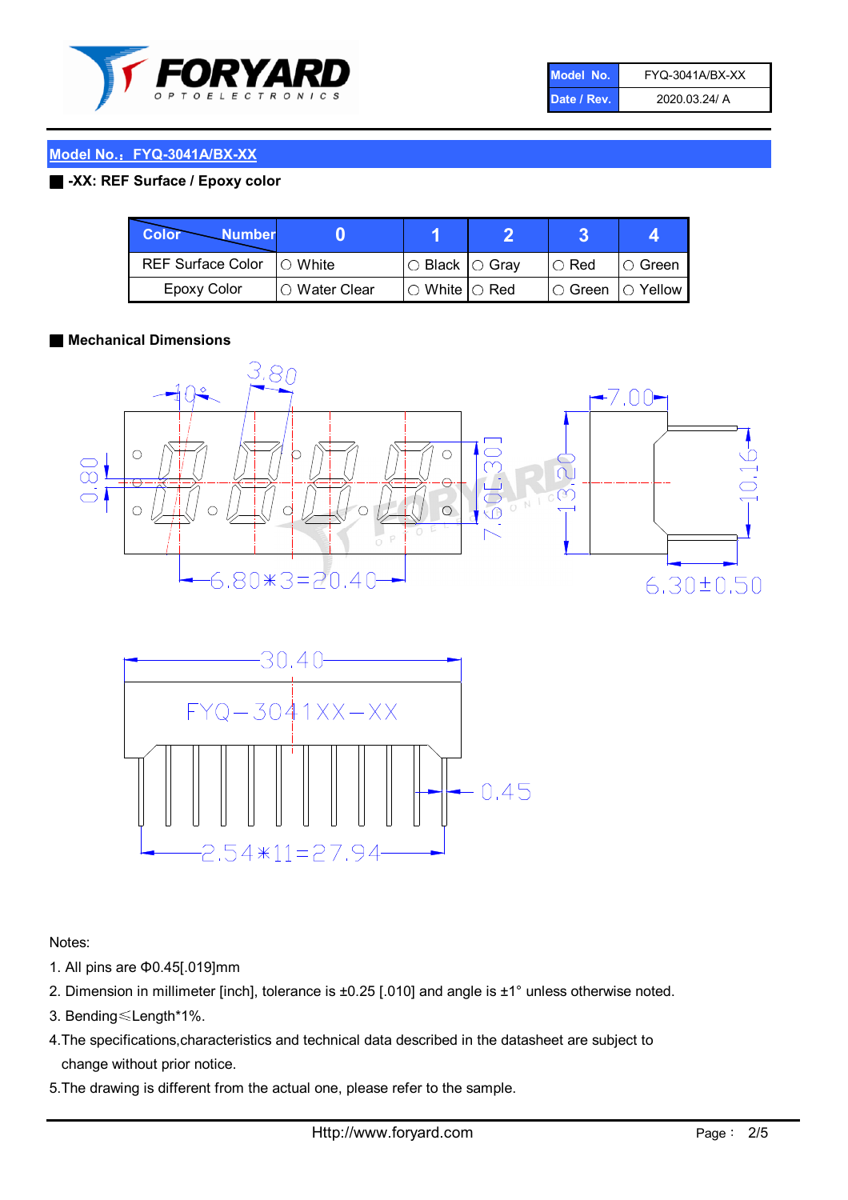| Model No. | FYQ-3041A/BX-XX |
| --- | --- |
| Date / Rev. | 2020.03.24/ A |

## Model No.：FYQ-3041A/BX-XX

**-XX: REF Surface / Epoxy color**

| Color \ Number | 0 | 1 | 2 | 3 | 4 |
| --- | --- | --- | --- | --- | --- |
| REF Surface Color | ○ White | ○ Black | ○ Gray | ○ Red | ○ Green |
| Epoxy Color | ○ Water Clear | ○ White | ○ Red | ○ Green | ○ Yellow |

**Mechanical Dimensions**

3.80
10°
0.80
7.60[.30]
6.80*3=20.40
7.00
13.20
10.16
6.30±0.50
30.40
FYQ-3041XX-XX
0.45
2.54*11=27.94

Notes:

1. All pins are Φ0.45[.019]mm
2. Dimension in millimeter [inch], tolerance is ±0.25 [.010] and angle is ±1° unless otherwise noted.
3. Bending≤Length*1%.
4. The specifications,characteristics and technical data described in the datasheet are subject to change without prior notice.
5. The drawing is different from the actual one, please refer to the sample.

Http://www.foryard.com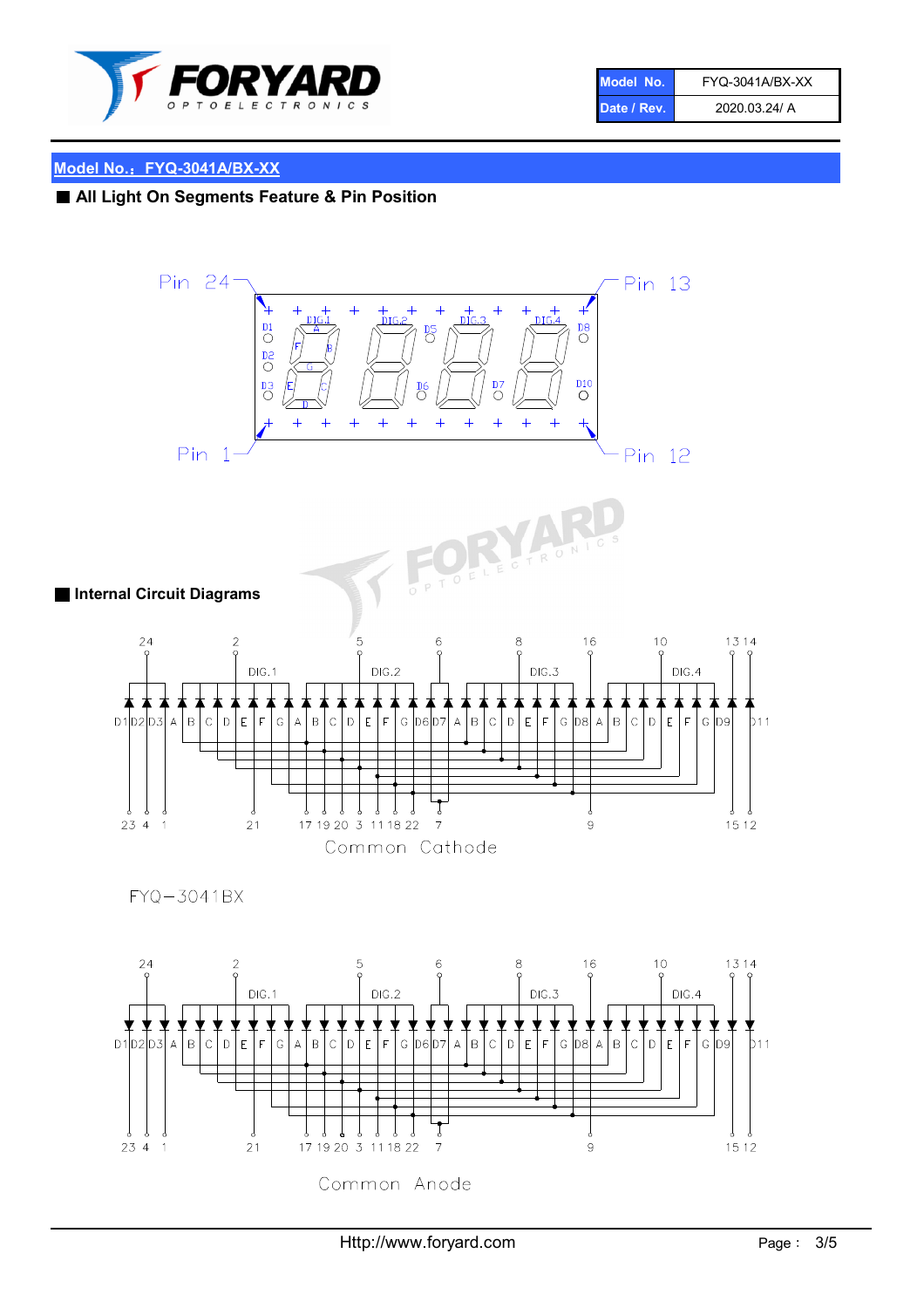| Model No. | FYQ-3041A/BX-XX |
| --- | --- |
| Date / Rev. | 2020.03.24/ A |

## Model No.：FYQ-3041A/BX-XX

### ■ All Light On Segments Feature & Pin Position

Pin 24 Pin 13

DIG.1 DIG.2 DIG.3 DIG.4

D1 D2 D3 D5 D6 D7 D8 D10

Pin 1 Pin 12

### ■ Internal Circuit Diagrams

24 2 5 6 8 16 10 13 14

DIG.1 DIG.2 DIG.3 DIG.4

D1 D2 D3 A B C D E F G A B C D E F G D6 D7 A B C D E F G D8 A B C D E F G D9 D11

23 4 1 21 17 19 20 3 11 18 22 7 9 15 12

Common Cathode

FYQ−3041BX

24 2 5 6 8 16 10 13 14

DIG.1 DIG.2 DIG.3 DIG.4

D1 D2 D3 A B C D E F G A B C D E F G D6 D7 A B C D E F G D8 A B C D E F G D9 D11

23 4 1 21 17 19 20 3 11 18 22 7 9 15 12

Common Anode

Http://www.foryard.com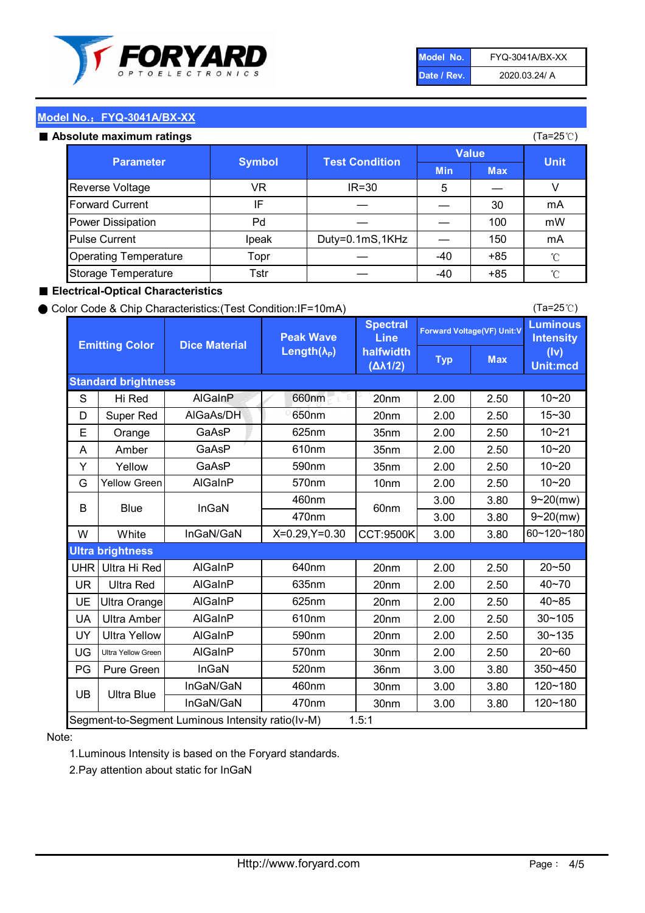| Model No. | FYQ-3041A/BX-XX |
|---|---|
| Date / Rev. | 2020.03.24/ A |

## Model No.：FYQ-3041A/BX-XX

### ■ Absolute maximum ratings

(Ta=25℃)

| Parameter | Symbol | Test Condition | Value | | Unit |
|---|---|---|---|---|---|
| | | | Min | Max | |
| Reverse Voltage | VR | IR=30 | 5 | — | V |
| Forward Current | IF | — | — | 30 | mA |
| Power Dissipation | Pd | — | — | 100 | mW |
| Pulse Current | Ipeak | Duty=0.1mS,1KHz | — | 150 | mA |
| Operating Temperature | Topr | — | -40 | +85 | ℃ |
| Storage Temperature | Tstr | — | -40 | +85 | ℃ |

### ■ Electrical-Optical Characteristics

● Color Code & Chip Characteristics:(Test Condition:IF=10mA)

(Ta=25℃)

| Emitting Color | | Dice Material | Peak Wave Length($\lambda_P$) | Spectral Line halfwidth ($\Delta\lambda 1/2$) | Forward Voltage(VF) Unit:V | | Luminous Intensity (Iv) Unit:mcd |
|---|---|---|---|---|---|---|---|
| | | | | | Typ | Max | |
| **Standard brightness** | | | | | | | |
| S | Hi Red | AlGaInP | 660nm | 20nm | 2.00 | 2.50 | 10~20 |
| D | Super Red | AlGaAs/DH | 650nm | 20nm | 2.00 | 2.50 | 15~30 |
| E | Orange | GaAsP | 625nm | 35nm | 2.00 | 2.50 | 10~21 |
| A | Amber | GaAsP | 610nm | 35nm | 2.00 | 2.50 | 10~20 |
| Y | Yellow | GaAsP | 590nm | 35nm | 2.00 | 2.50 | 10~20 |
| G | Yellow Green | AlGaInP | 570nm | 10nm | 2.00 | 2.50 | 10~20 |
| B | Blue | InGaN | 460nm | 60nm | 3.00 | 3.80 | 9~20(mw) |
| | | | 470nm | | 3.00 | 3.80 | 9~20(mw) |
| W | White | InGaN/GaN | X=0.29,Y=0.30 | CCT:9500K | 3.00 | 3.80 | 60~120~180 |
| **Ultra brightness** | | | | | | | |
| UHR | Ultra Hi Red | AlGaInP | 640nm | 20nm | 2.00 | 2.50 | 20~50 |
| UR | Ultra Red | AlGaInP | 635nm | 20nm | 2.00 | 2.50 | 40~70 |
| UE | Ultra Orange | AlGaInP | 625nm | 20nm | 2.00 | 2.50 | 40~85 |
| UA | Ultra Amber | AlGaInP | 610nm | 20nm | 2.00 | 2.50 | 30~105 |
| UY | Ultra Yellow | AlGaInP | 590nm | 20nm | 2.00 | 2.50 | 30~135 |
| UG | Ultra Yellow Green | AlGaInP | 570nm | 30nm | 2.00 | 2.50 | 20~60 |
| PG | Pure Green | InGaN | 520nm | 36nm | 3.00 | 3.80 | 350~450 |
| UB | Ultra Blue | InGaN/GaN | 460nm | 30nm | 3.00 | 3.80 | 120~180 |
| | | InGaN/GaN | 470nm | 30nm | 3.00 | 3.80 | 120~180 |
| Segment-to-Segment Luminous Intensity ratio(Iv-M) | | | 1.5:1 | | | | |

Note:

1.Luminous Intensity is based on the Foryard standards.

2.Pay attention about static for InGaN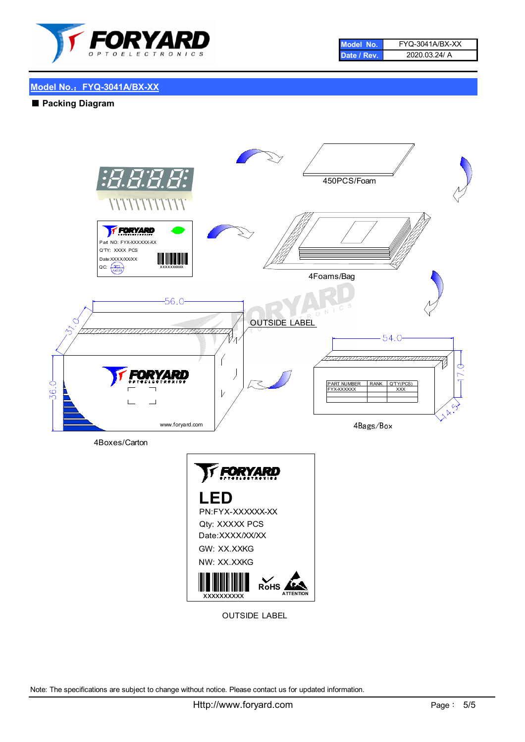| Model No. | FYQ-3041A/BX-XX |
| --- | --- |
| Date / Rev. | 2020.03.24/ A |

## Model No.：FYQ-3041A/BX-XX

■ Packing Diagram

450PCS/Foam

Part NO: FYX-XXXXXXX-XX
Q'TY: XXXX PCS
Date:XXXX/XX/XX
QC:
XXXXXXXXXX

4Foams/Bag

56.0
31.0
36.0

OUTSIDE LABEL

www.foryard.com

4Boxes/Carton

54.0
17.0
14.5

| PART NUMBER | RANK | Q'TY(PCS) |
| --- | --- | --- |
| FYX-XXXXXX | | XXX |
| | | |
| | | |

4Bags/Box

LED
PN:FYX-XXXXXX-XX
Qty: XXXXX PCS
Date:XXXX/XX/XX
GW: XX.XXKG
NW: XX.XXKG
XXXXXXXXXX
RoHS
ATTENTION

OUTSIDE LABEL

Note: The specifications are subject to change without notice. Please contact us for updated information.

Http://www.foryard.com